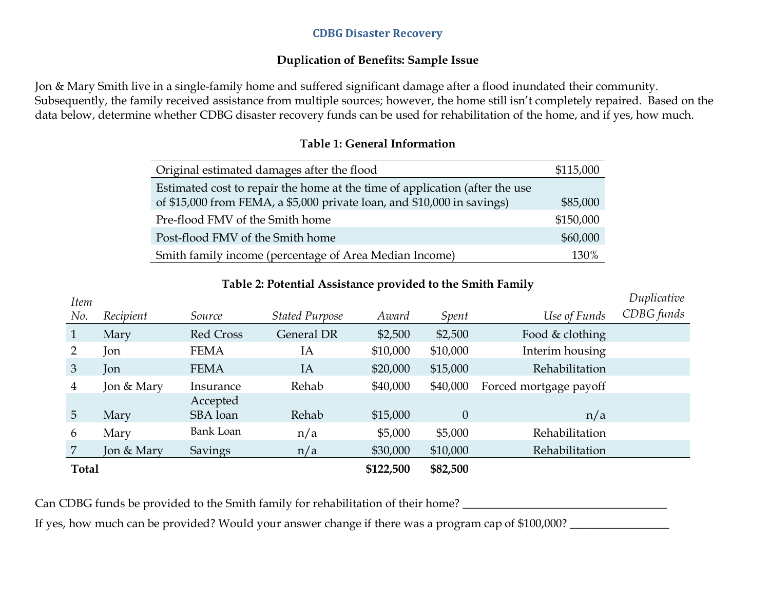**CDBG Disaster Recovery**

**Duplication of Benefits: Sample Issue**

Jon & Mary Smith live in a single-family home and suffered significant damage after a flood inundated their community. Subsequently, the family received assistance from multiple sources; however, the home still isn't completely repaired. Based on the data below, determine whether CDBG disaster recovery funds can be used for rehabilitation of the home, and if yes, how much.

**Table 1: General Information**

| | |
|---|---|
| Original estimated damages after the flood | $115,000 |
| Estimated cost to repair the home at the time of application (after the use of $15,000 from FEMA, a $5,000 private loan, and $10,000 in savings) | $85,000 |
| Pre-flood FMV of the Smith home | $150,000 |
| Post-flood FMV of the Smith home | $60,000 |
| Smith family income (percentage of Area Median Income) | 130% |

**Table 2: Potential Assistance provided to the Smith Family**

| *Item No.* | *Recipient* | *Source* | *Stated Purpose* | *Award* | *Spent* | *Use of Funds* | *Duplicative CDBG funds* |
|---|---|---|---|---|---|---|---|
| 1 | Mary | Red Cross | General DR | $2,500 | $2,500 | Food & clothing | |
| 2 | Jon | FEMA | IA | $10,000 | $10,000 | Interim housing | |
| 3 | Jon | FEMA | IA | $20,000 | $15,000 | Rehabilitation | |
| 4 | Jon & Mary | Insurance | Rehab | $40,000 | $40,000 | Forced mortgage payoff | |
| 5 | Mary | Accepted SBA loan | Rehab | $15,000 | 0 | n/a | |
| 6 | Mary | Bank Loan | n/a | $5,000 | $5,000 | Rehabilitation | |
| 7 | Jon & Mary | Savings | n/a | $30,000 | $10,000 | Rehabilitation | |
| **Total** | | | | **$122,500** | **$82,500** | | |

Can CDBG funds be provided to the Smith family for rehabilitation of their home? ___________________________________

If yes, how much can be provided? Would your answer change if there was a program cap of $100,000? _________________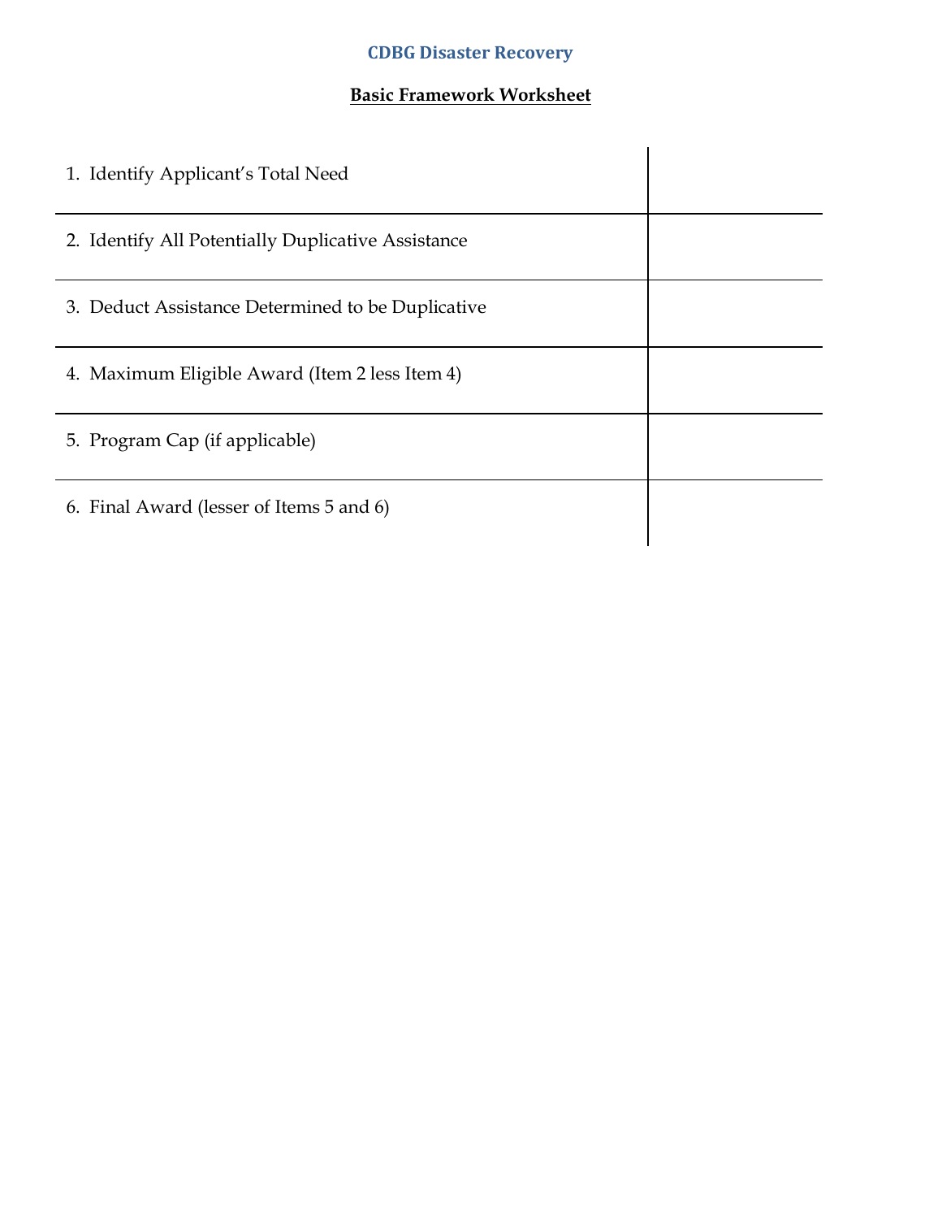**CDBG Disaster Recovery**

## Basic Framework Worksheet

| | |
|---|---|
| 1. Identify Applicant's Total Need | |
| 2. Identify All Potentially Duplicative Assistance | |
| 3. Deduct Assistance Determined to be Duplicative | |
| 4. Maximum Eligible Award (Item 2 less Item 4) | |
| 5. Program Cap (if applicable) | |
| 6. Final Award (lesser of Items 5 and 6) | |